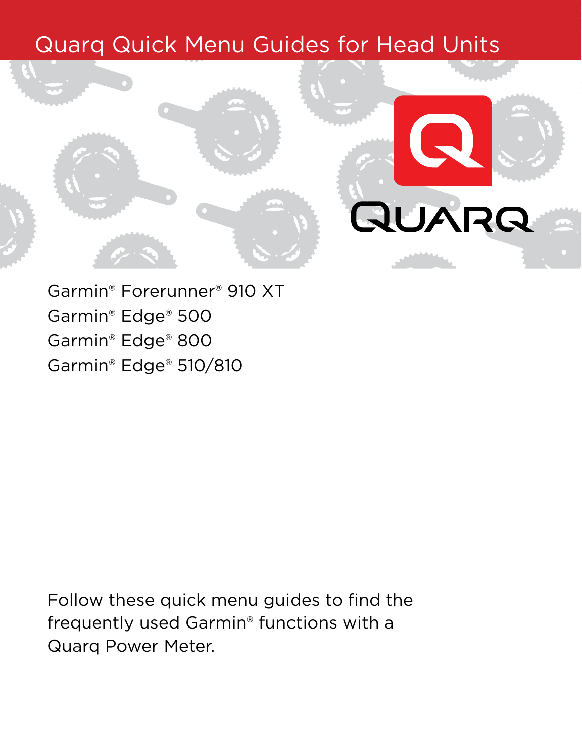# Quarq Quick Menu Guides for Head Units

QUARQ

Garmin® Forerunner® 910 XT
Garmin® Edge® 500
Garmin® Edge® 800
Garmin® Edge® 510/810

Follow these quick menu guides to find the frequently used Garmin® functions with a Quarq Power Meter.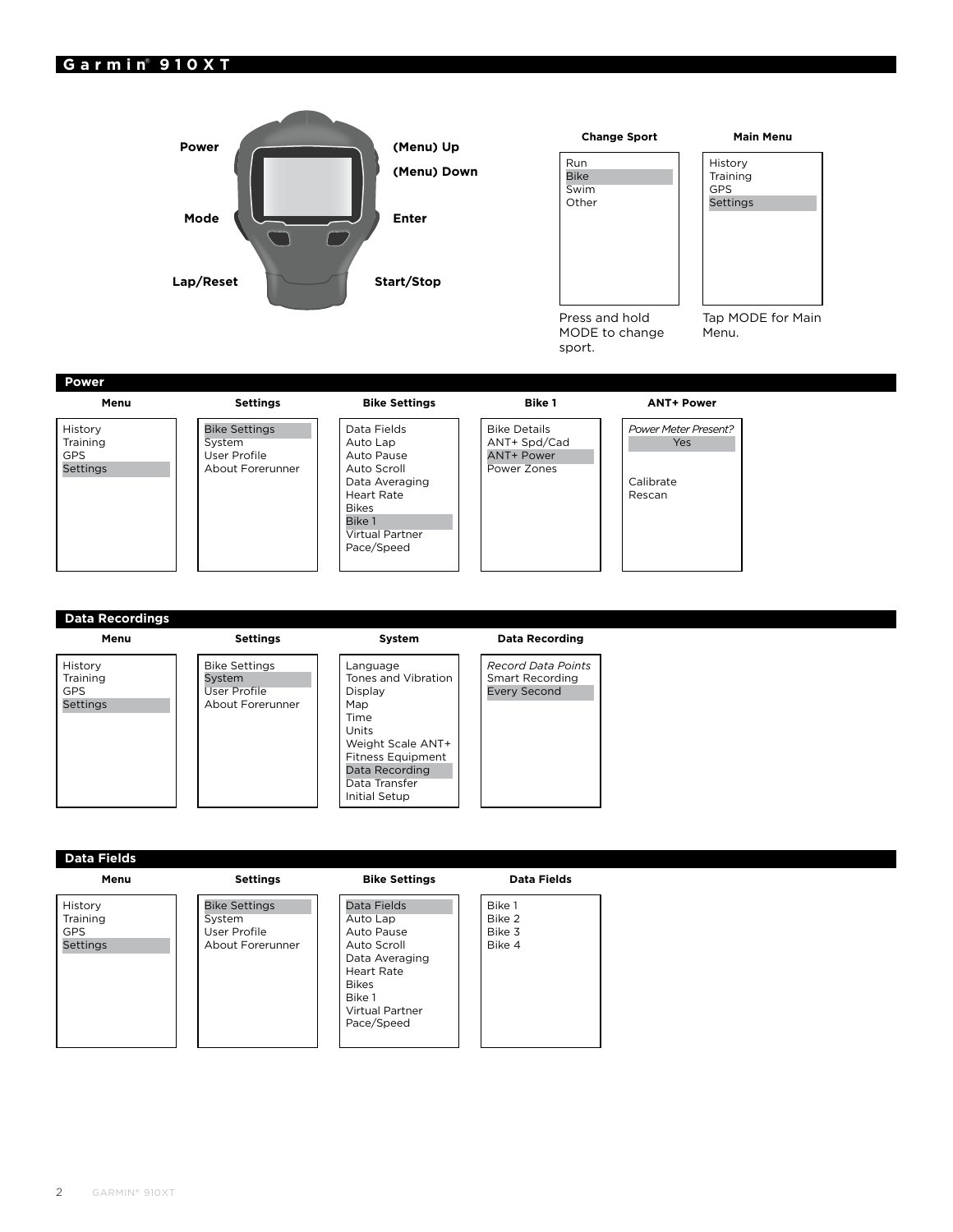# Garmin® 910XT

Power

(Menu) Up

(Menu) Down

Mode

Enter

Lap/Reset

Start/Stop

**Change Sport**

- Run
- Bike
- Swim
- Other

Press and hold MODE to change sport.

**Main Menu**

- History
- Training
- GPS
- Settings

Tap MODE for Main Menu.

## Power

| Menu | Settings | Bike Settings | Bike 1 | ANT+ Power |
| --- | --- | --- | --- | --- |
| History | Bike Settings | Data Fields | Bike Details | *Power Meter Present?* |
| Training | System | Auto Lap | ANT+ Spd/Cad | Yes |
| GPS | User Profile | Auto Pause | ANT+ Power | |
| Settings | About Forerunner | Auto Scroll | Power Zones | Calibrate |
| | | Data Averaging | | Rescan |
| | | Heart Rate | | |
| | | Bikes | | |
| | | Bike 1 | | |
| | | Virtual Partner | | |
| | | Pace/Speed | | |

## Data Recordings

| Menu | Settings | System | Data Recording |
| --- | --- | --- | --- |
| History | Bike Settings | Language | *Record Data Points* |
| Training | System | Tones and Vibration | Smart Recording |
| GPS | User Profile | Display | Every Second |
| Settings | About Forerunner | Map | |
| | | Time | |
| | | Units | |
| | | Weight Scale ANT+ | |
| | | Fitness Equipment | |
| | | Data Recording | |
| | | Data Transfer | |
| | | Initial Setup | |

## Data Fields

| Menu | Settings | Bike Settings | Data Fields |
| --- | --- | --- | --- |
| History | Bike Settings | Data Fields | Bike 1 |
| Training | System | Auto Lap | Bike 2 |
| GPS | User Profile | Auto Pause | Bike 3 |
| Settings | About Forerunner | Auto Scroll | Bike 4 |
| | | Data Averaging | |
| | | Heart Rate | |
| | | Bikes | |
| | | Bike 1 | |
| | | Virtual Partner | |
| | | Pace/Speed | |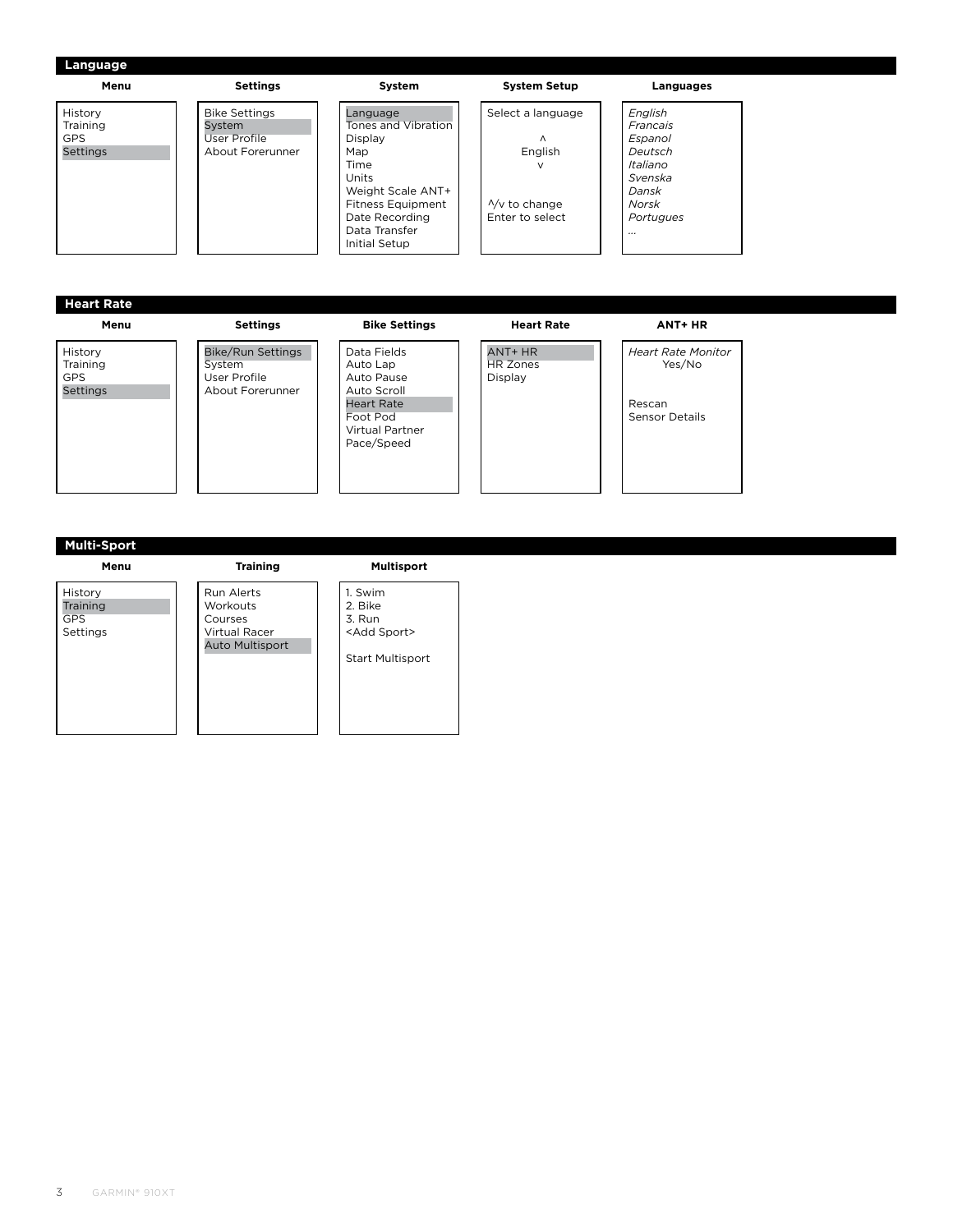## Language

| Menu | Settings | System | System Setup | Languages |
| --- | --- | --- | --- | --- |
| History<br>Training<br>GPS<br>Settings | Bike Settings<br>System<br>User Profile<br>About Forerunner | Language<br>Tones and Vibration<br>Display<br>Map<br>Time<br>Units<br>Weight Scale ANT+<br>Fitness Equipment<br>Date Recording<br>Data Transfer<br>Initial Setup | Select a language<br>^<br>English<br>v<br>^/v to change<br>Enter to select | *English*<br>*Francais*<br>*Espanol*<br>*Deutsch*<br>*Italiano*<br>*Svenska*<br>*Dansk*<br>*Norsk*<br>*Portugues*<br>... |

## Heart Rate

| Menu | Settings | Bike Settings | Heart Rate | ANT+ HR |
| --- | --- | --- | --- | --- |
| History<br>Training<br>GPS<br>Settings | Bike/Run Settings<br>System<br>User Profile<br>About Forerunner | Data Fields<br>Auto Lap<br>Auto Pause<br>Auto Scroll<br>Heart Rate<br>Foot Pod<br>Virtual Partner<br>Pace/Speed | ANT+ HR<br>HR Zones<br>Display | *Heart Rate Monitor*<br>Yes/No<br>Rescan<br>Sensor Details |

## Multi-Sport

| Menu | Training | Multisport |
| --- | --- | --- |
| History<br>Training<br>GPS<br>Settings | Run Alerts<br>Workouts<br>Courses<br>Virtual Racer<br>Auto Multisport | 1. Swim<br>2. Bike<br>3. Run<br><Add Sport><br>Start Multisport |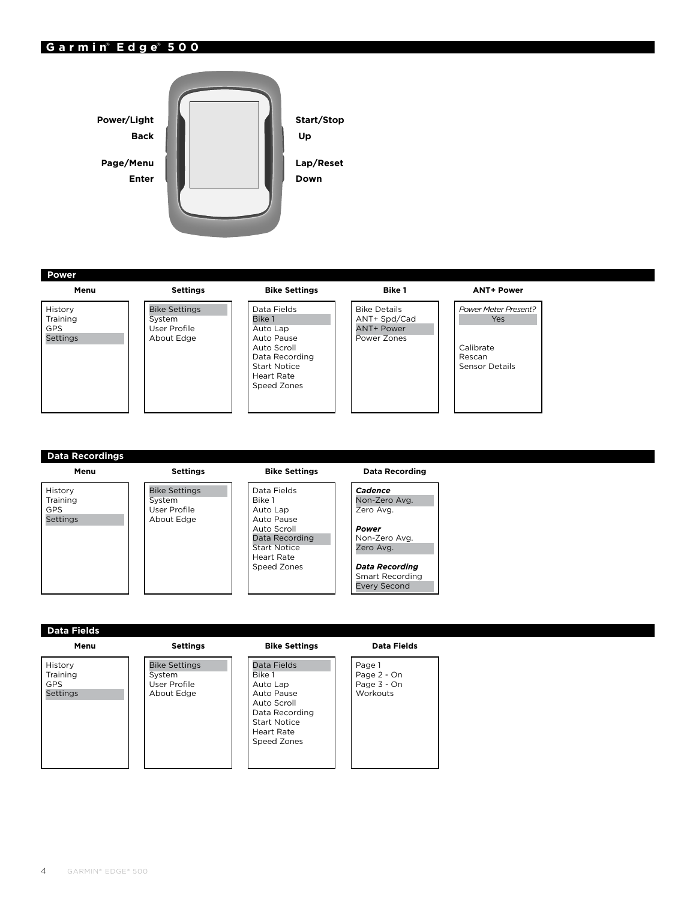# Garmin® Edge® 500

Power/Light
Back
Page/Menu
Enter

Start/Stop
Up
Lap/Reset
Down

## Power

| Menu | Settings | Bike Settings | Bike 1 | ANT+ Power |
|---|---|---|---|---|
| History<br>Training<br>GPS<br>Settings | Bike Settings<br>System<br>User Profile<br>About Edge | Data Fields<br>Bike 1<br>Auto Lap<br>Auto Pause<br>Auto Scroll<br>Data Recording<br>Start Notice<br>Heart Rate<br>Speed Zones | Bike Details<br>ANT+ Spd/Cad<br>ANT+ Power<br>Power Zones | *Power Meter Present?*<br>Yes<br><br>Calibrate<br>Rescan<br>Sensor Details |

## Data Recordings

| Menu | Settings | Bike Settings | Data Recording |
|---|---|---|---|
| History<br>Training<br>GPS<br>Settings | Bike Settings<br>System<br>User Profile<br>About Edge | Data Fields<br>Bike 1<br>Auto Lap<br>Auto Pause<br>Auto Scroll<br>Data Recording<br>Start Notice<br>Heart Rate<br>Speed Zones | ***Cadence***<br>Non-Zero Avg.<br>Zero Avg.<br><br>***Power***<br>Non-Zero Avg.<br>Zero Avg.<br><br>***Data Recording***<br>Smart Recording<br>Every Second |

## Data Fields

| Menu | Settings | Bike Settings | Data Fields |
|---|---|---|---|
| History<br>Training<br>GPS<br>Settings | Bike Settings<br>System<br>User Profile<br>About Edge | Data Fields<br>Bike 1<br>Auto Lap<br>Auto Pause<br>Auto Scroll<br>Data Recording<br>Start Notice<br>Heart Rate<br>Speed Zones | Page 1<br>Page 2 - On<br>Page 3 - On<br>Workouts |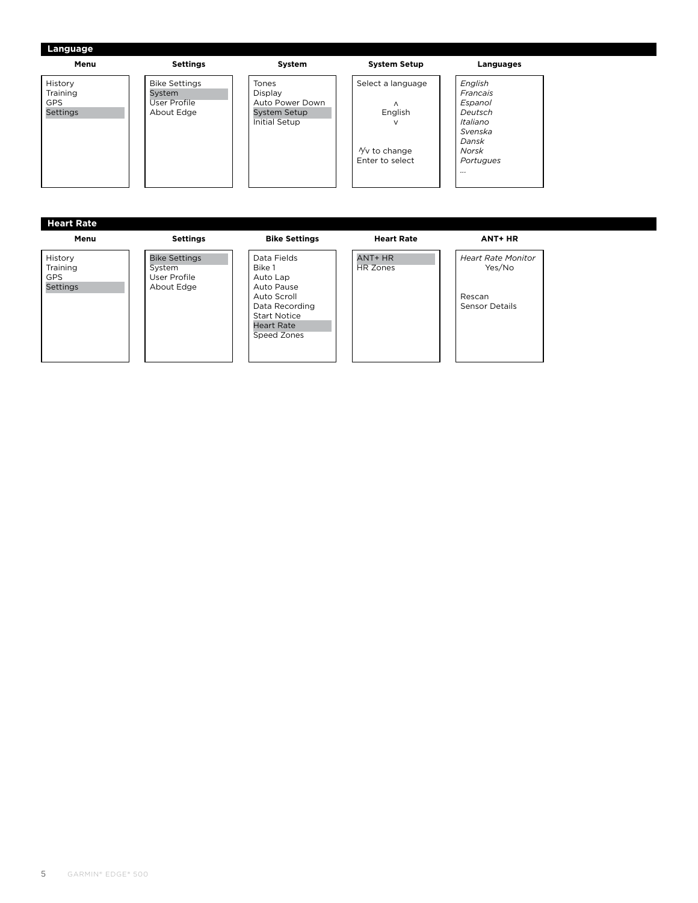## Language

| Menu | Settings | System | System Setup | Languages |
|---|---|---|---|---|
| History<br>Training<br>GPS<br>Settings | Bike Settings<br>System<br>User Profile<br>About Edge | Tones<br>Display<br>Auto Power Down<br>System Setup<br>Initial Setup | Select a language<br>^<br>English<br>v<br>^/v to change<br>Enter to select | *English*<br>*Francais*<br>*Espanol*<br>*Deutsch*<br>*Italiano*<br>*Svenska*<br>*Dansk*<br>*Norsk*<br>*Portugues*<br>... |

## Heart Rate

| Menu | Settings | Bike Settings | Heart Rate | ANT+ HR |
|---|---|---|---|---|
| History<br>Training<br>GPS<br>Settings | Bike Settings<br>System<br>User Profile<br>About Edge | Data Fields<br>Bike 1<br>Auto Lap<br>Auto Pause<br>Auto Scroll<br>Data Recording<br>Start Notice<br>Heart Rate<br>Speed Zones | ANT+ HR<br>HR Zones | *Heart Rate Monitor*<br>Yes/No<br>Rescan<br>Sensor Details |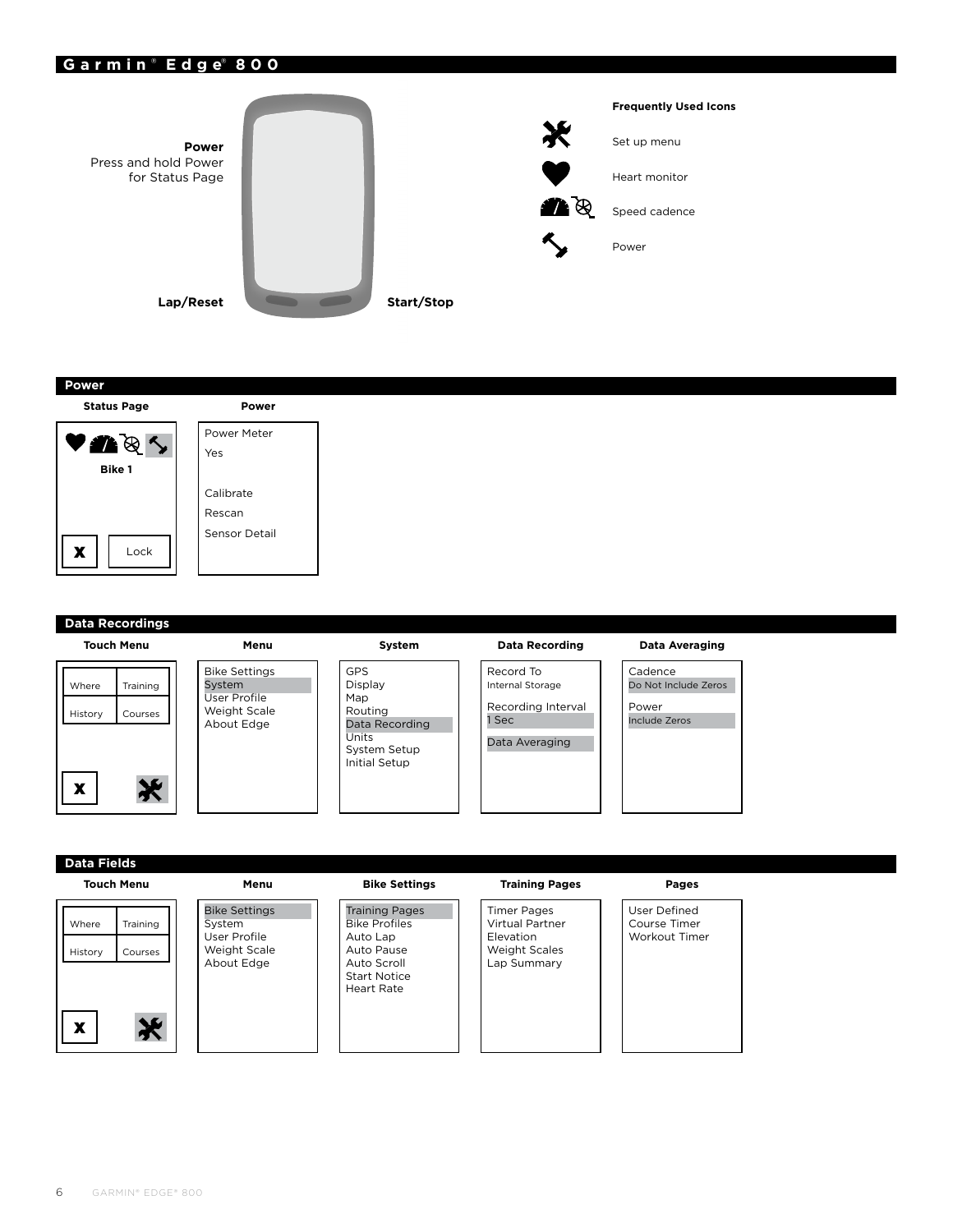# Garmin® Edge® 800

**Power**
Press and hold Power for Status Page

**Lap/Reset**

**Start/Stop**

**Frequently Used Icons**

- Set up menu
- Heart monitor
- Speed cadence
- Power

## Power

| Status Page | Power |
|---|---|
| Bike 1 | Power Meter |
| X / Lock | Yes |
| | Calibrate |
| | Rescan |
| | Sensor Detail |

## Data Recordings

| Touch Menu | Menu | System | Data Recording | Data Averaging |
|---|---|---|---|---|
| Where | Bike Settings | GPS | Record To | Cadence |
| Training | System | Display | Internal Storage | Do Not Include Zeros |
| History | User Profile | Map | Recording Interval | Power |
| Courses | Weight Scale | Routing | 1 Sec | Include Zeros |
| X | About Edge | Data Recording | Data Averaging | |
| | | Units | | |
| | | System Setup | | |
| | | Initial Setup | | |

## Data Fields

| Touch Menu | Menu | Bike Settings | Training Pages | Pages |
|---|---|---|---|---|
| Where | Bike Settings | Training Pages | Timer Pages | User Defined |
| Training | System | Bike Profiles | Virtual Partner | Course Timer |
| History | User Profile | Auto Lap | Elevation | Workout Timer |
| Courses | Weight Scale | Auto Pause | Weight Scales | |
| X | About Edge | Auto Scroll | Lap Summary | |
| | | Start Notice | | |
| | | Heart Rate | | |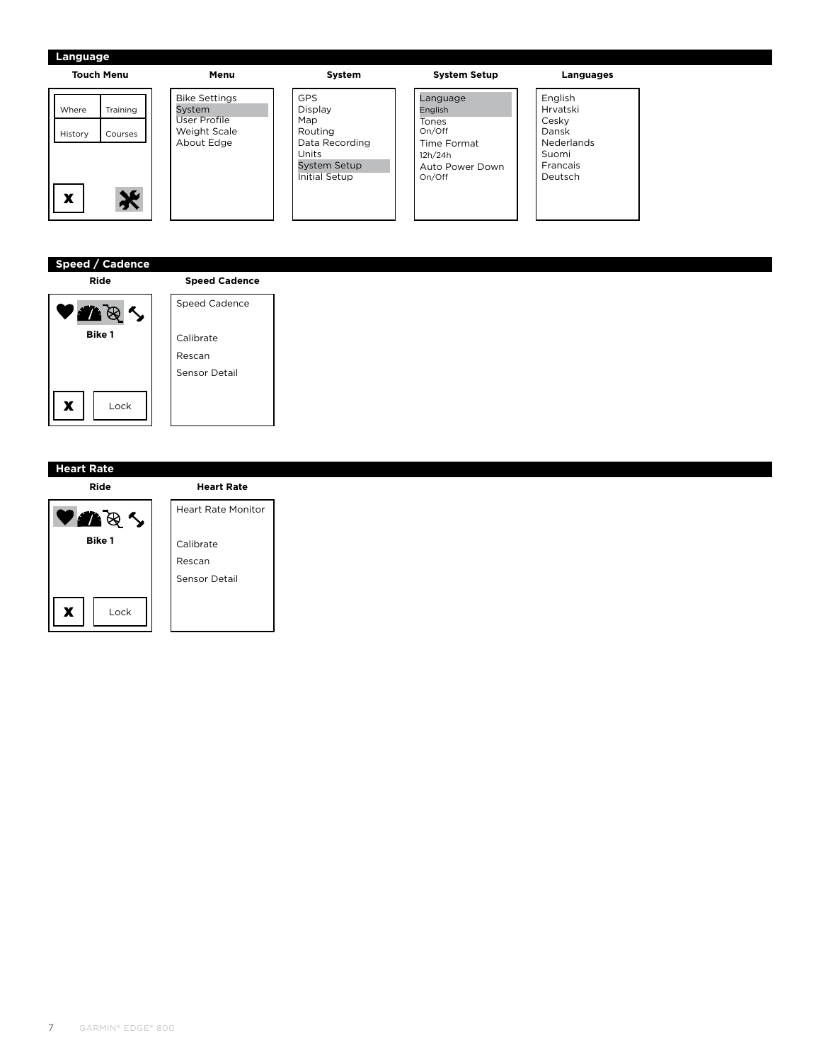## Language

**Touch Menu**

Where | Training
History | Courses

X

**Menu**

Bike Settings
System
User Profile
Weight Scale
About Edge

**System**

GPS
Display
Map
Routing
Data Recording
Units
System Setup
Initial Setup

**System Setup**

Language
English
Tones
On/Off
Time Format
12h/24h
Auto Power Down
On/Off

**Languages**

English
Hrvatski
Cesky
Dansk
Nederlands
Suomi
Francais
Deutsch

## Speed / Cadence

**Ride**

Bike 1

X | Lock

**Speed Cadence**

Speed Cadence

Calibrate
Rescan
Sensor Detail

## Heart Rate

**Ride**

Bike 1

X | Lock

**Heart Rate**

Heart Rate Monitor

Calibrate
Rescan
Sensor Detail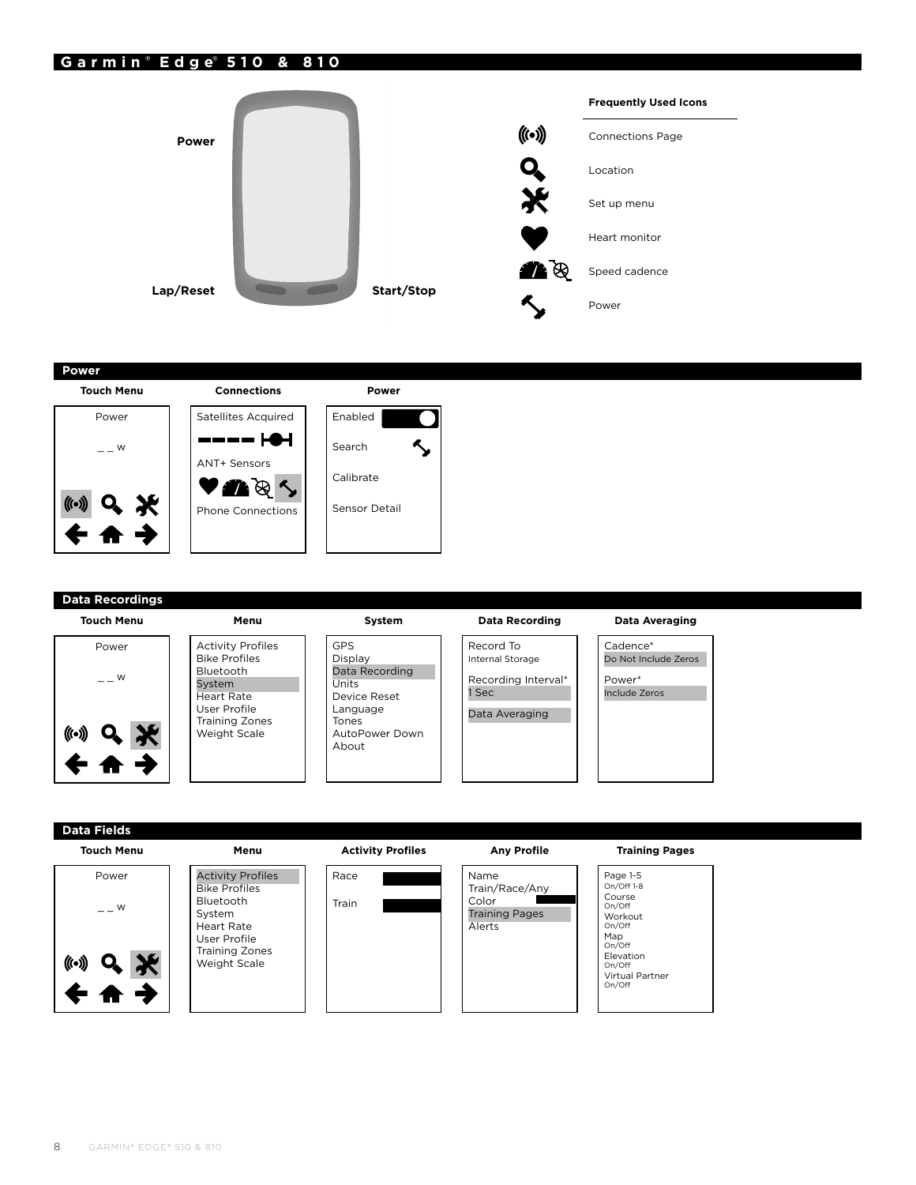# Garmin® Edge® 510 & 810

Power

Lap/Reset

Start/Stop

**Frequently Used Icons**

- Connections Page
- Location
- Set up menu
- Heart monitor
- Speed cadence
- Power

## Power

| Touch Menu | Connections | Power |
|---|---|---|
| Power<br>_ _ w | Satellites Acquired<br>ANT+ Sensors<br>Phone Connections | Enabled<br>Search<br>Calibrate<br>Sensor Detail |

## Data Recordings

| Touch Menu | Menu | System | Data Recording | Data Averaging |
|---|---|---|---|---|
| Power<br>_ _ w | Activity Profiles<br>Bike Profiles<br>Bluetooth<br>System<br>Heart Rate<br>User Profile<br>Training Zones<br>Weight Scale | GPS<br>Display<br>Data Recording<br>Units<br>Device Reset<br>Language<br>Tones<br>AutoPower Down<br>About | Record To<br>Internal Storage<br>Recording Interval*<br>1 Sec<br>Data Averaging | Cadence*<br>Do Not Include Zeros<br>Power*<br>Include Zeros |

## Data Fields

| Touch Menu | Menu | Activity Profiles | Any Profile | Training Pages |
|---|---|---|---|---|
| Power<br>_ _ w | Activity Profiles<br>Bike Profiles<br>Bluetooth<br>System<br>Heart Rate<br>User Profile<br>Training Zones<br>Weight Scale | Race<br>Train | Name<br>Train/Race/Any<br>Color<br>Training Pages<br>Alerts | Page 1-5<br>On/Off 1-8<br>Course<br>On/Off<br>Workout<br>On/Off<br>Map<br>On/Off<br>Elevation<br>On/Off<br>Virtual Partner<br>On/Off |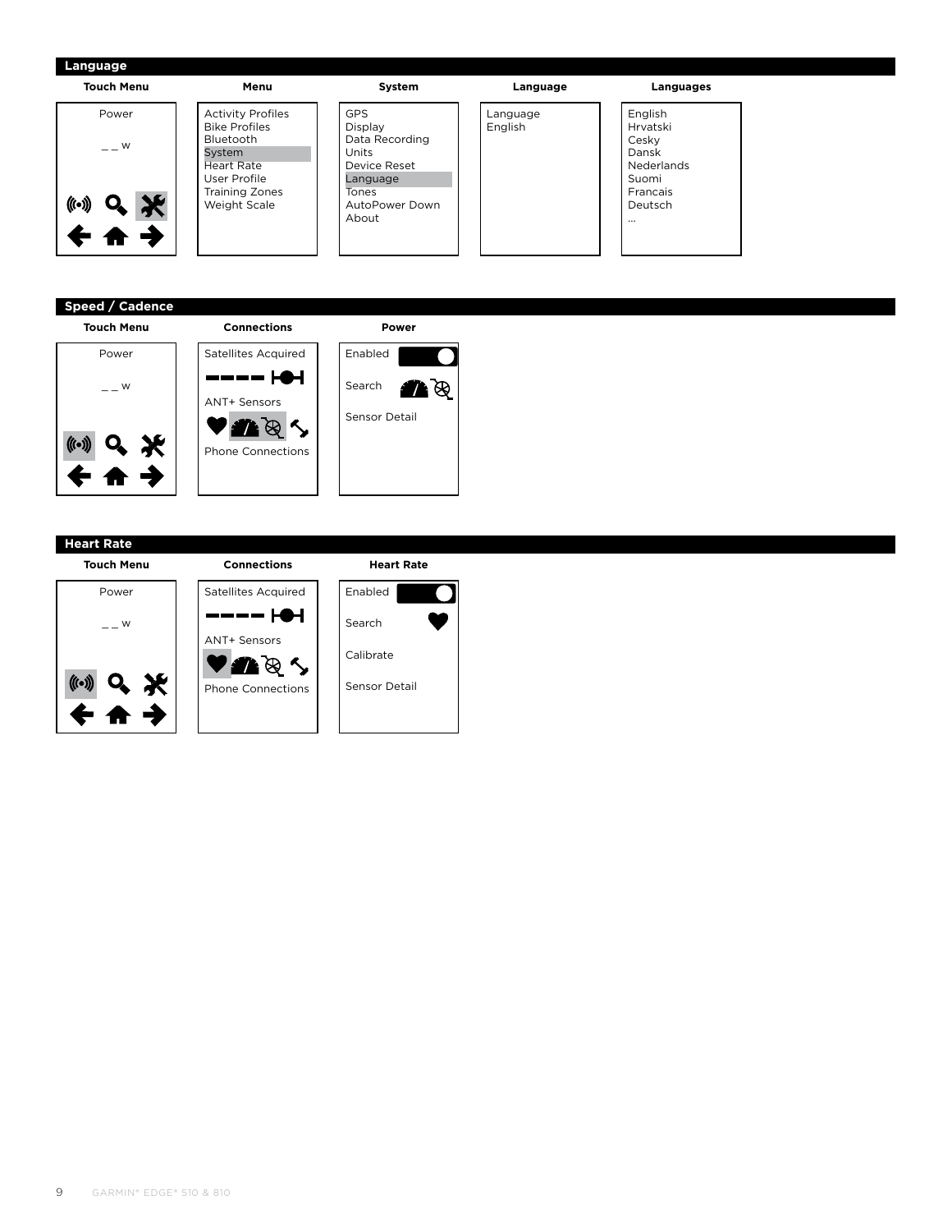## Language

| Touch Menu | Menu | System | Language | Languages |
|---|---|---|---|---|
| Power<br>_ _ w | Activity Profiles<br>Bike Profiles<br>Bluetooth<br>System<br>Heart Rate<br>User Profile<br>Training Zones<br>Weight Scale | GPS<br>Display<br>Data Recording<br>Units<br>Device Reset<br>Language<br>Tones<br>AutoPower Down<br>About | Language<br>English | English<br>Hrvatski<br>Cesky<br>Dansk<br>Nederlands<br>Suomi<br>Francais<br>Deutsch<br>... |

## Speed / Cadence

| Touch Menu | Connections | Power |
|---|---|---|
| Power<br>_ _ w | Satellites Acquired<br>ANT+ Sensors<br>Phone Connections | Enabled<br>Search<br>Sensor Detail |

## Heart Rate

| Touch Menu | Connections | Heart Rate |
|---|---|---|
| Power<br>_ _ w | Satellites Acquired<br>ANT+ Sensors<br>Phone Connections | Enabled<br>Search<br>Calibrate<br>Sensor Detail |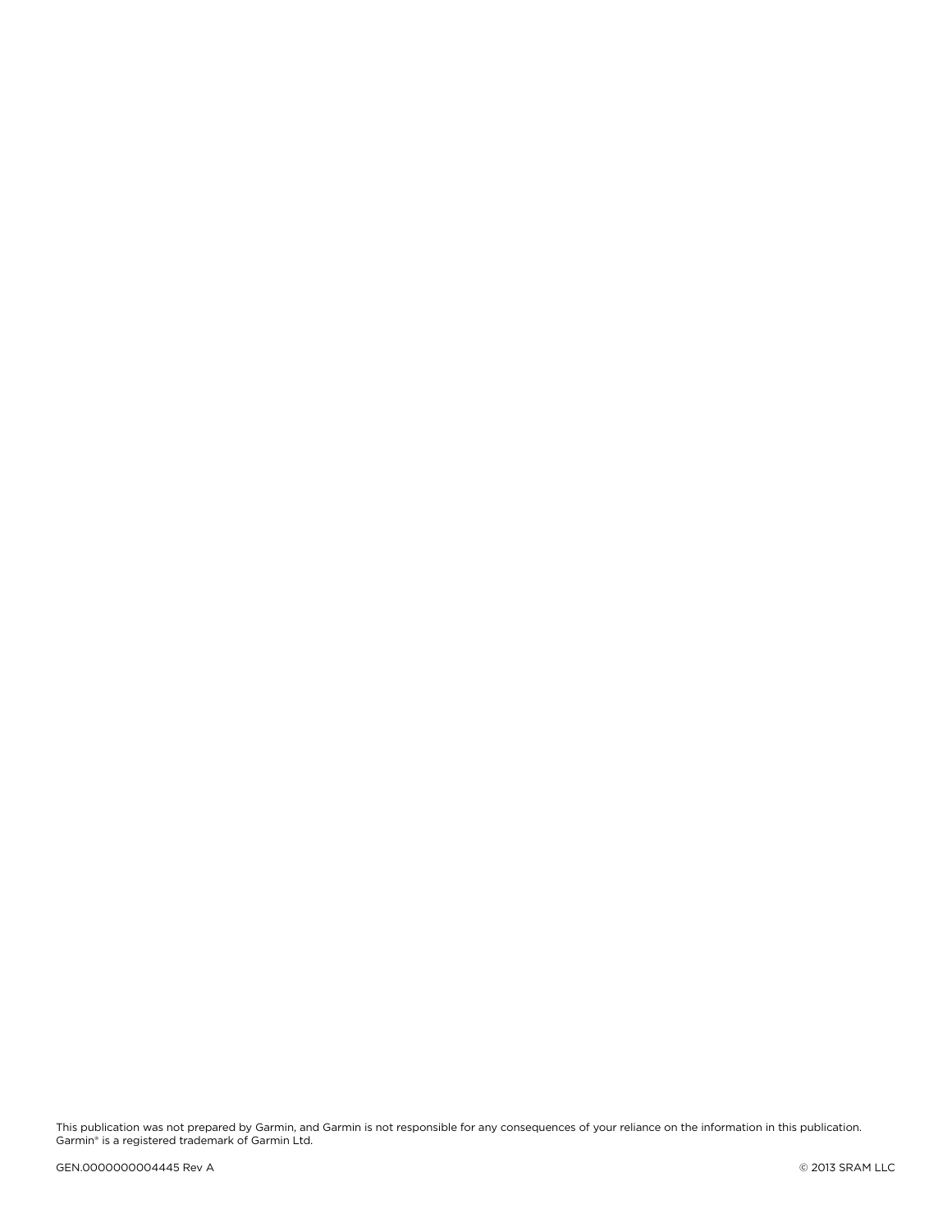This publication was not prepared by Garmin, and Garmin is not responsible for any consequences of your reliance on the information in this publication.
Garmin® is a registered trademark of Garmin Ltd.

GEN.0000000004445 Rev A

© 2013 SRAM LLC